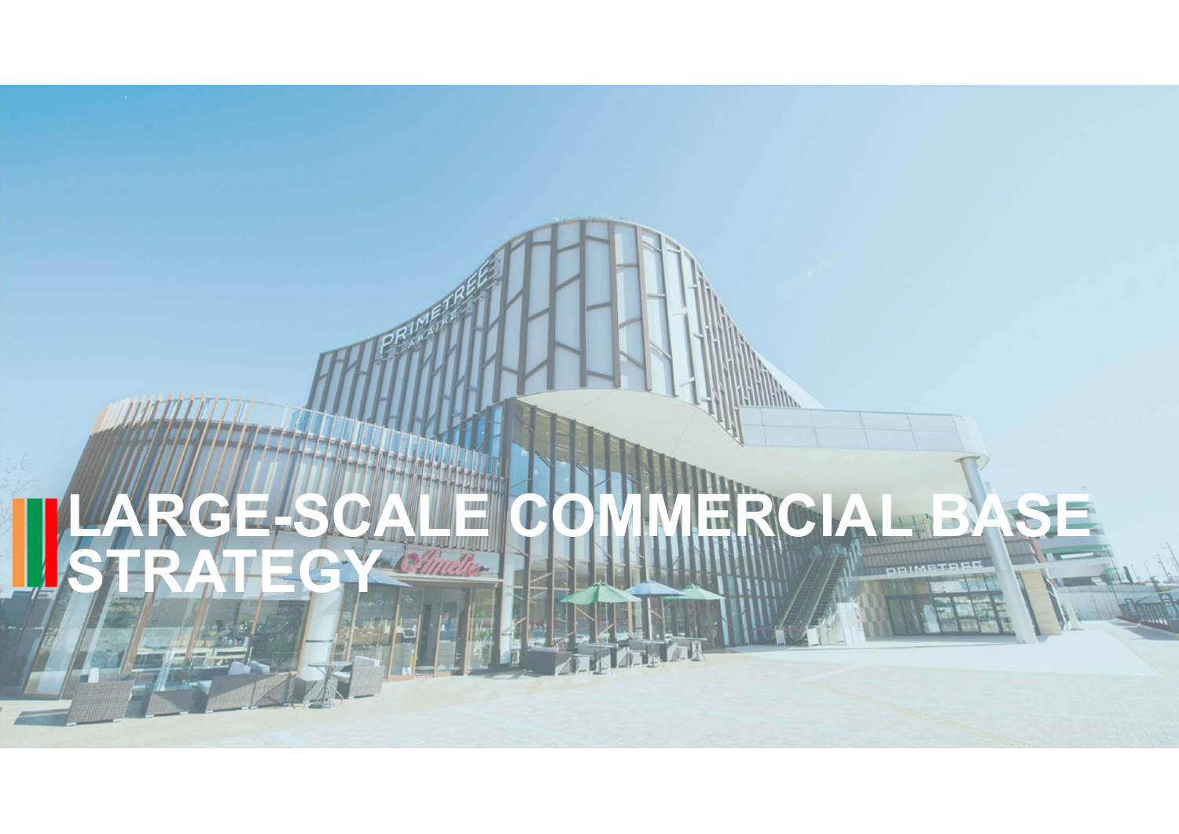# LARGE-SCALE COMMERCIAL BASE STRATEGY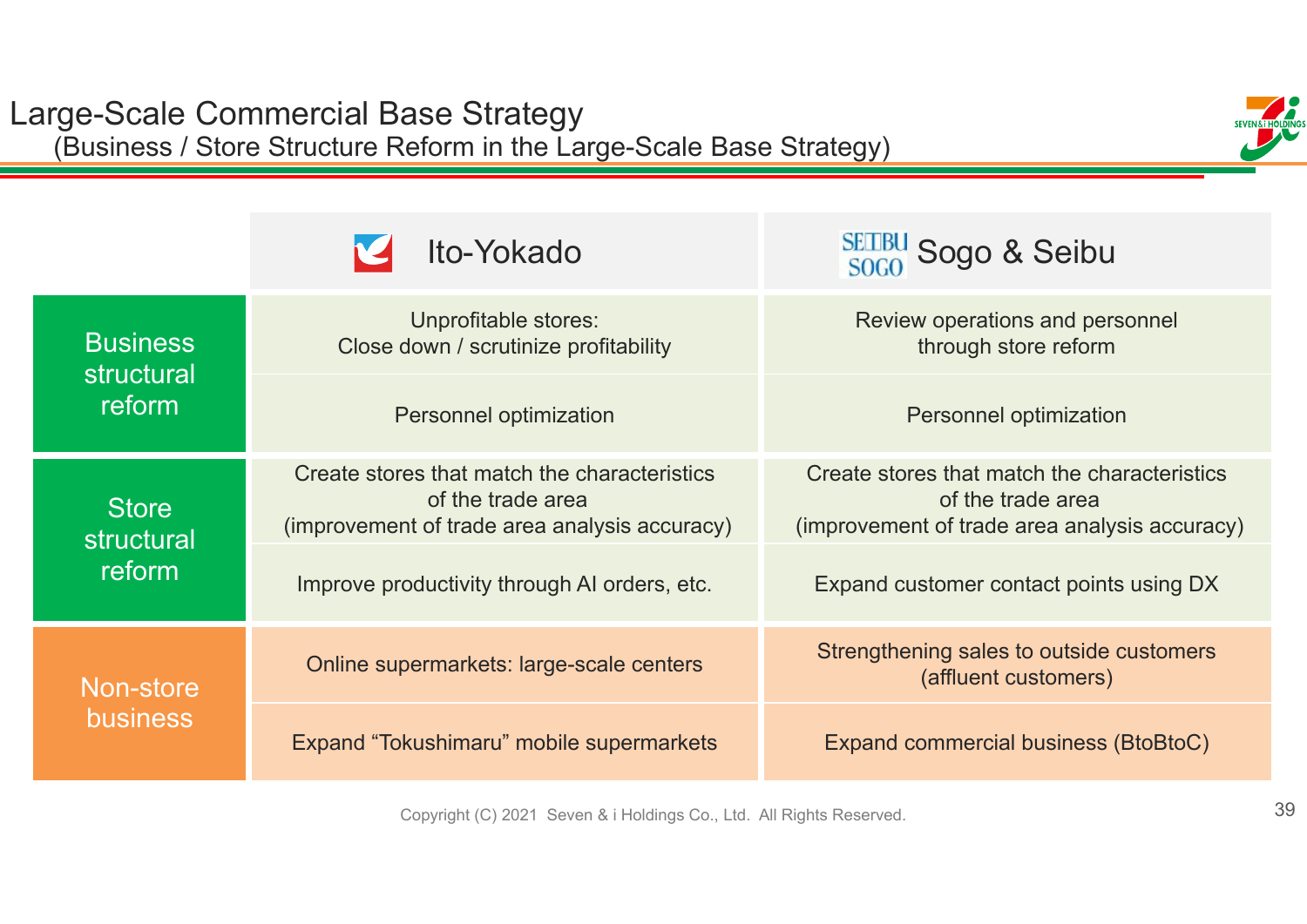# Large-Scale Commercial Base Strategy

(Business / Store Structure Reform in the Large-Scale Base Strategy)

| | Ito-Yokado | Sogo & Seibu |
|---|---|---|
| Business structural reform | Unprofitable stores: Close down / scrutinize profitability | Review operations and personnel through store reform |
| | Personnel optimization | Personnel optimization |
| Store structural reform | Create stores that match the characteristics of the trade area (improvement of trade area analysis accuracy) | Create stores that match the characteristics of the trade area (improvement of trade area analysis accuracy) |
| | Improve productivity through AI orders, etc. | Expand customer contact points using DX |
| Non-store business | Online supermarkets: large-scale centers | Strengthening sales to outside customers (affluent customers) |
| | Expand “Tokushimaru” mobile supermarkets | Expand commercial business (BtoBtoC) |

Copyright (C) 2021 Seven & i Holdings Co., Ltd. All Rights Reserved.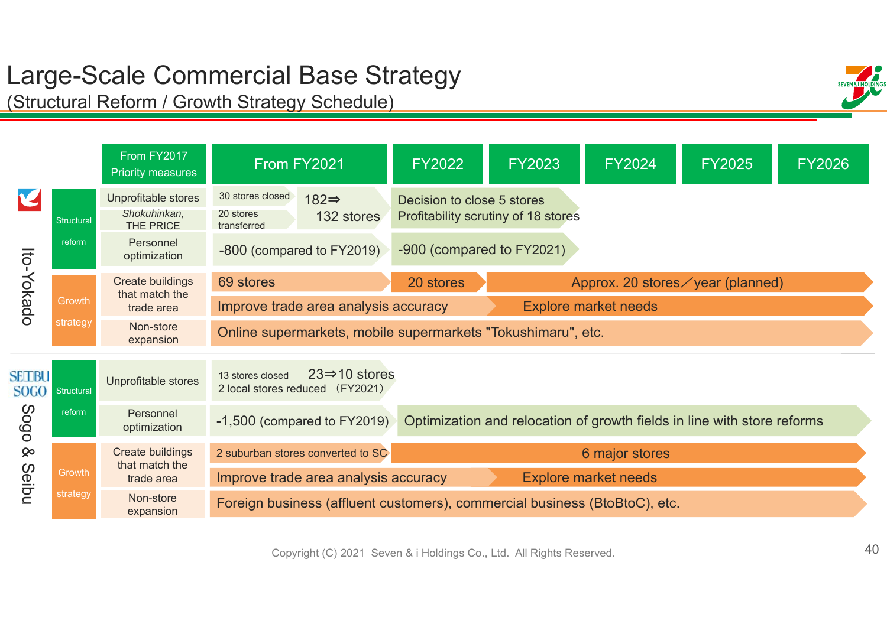# Large-Scale Commercial Base Strategy

## (Structural Reform / Growth Strategy Schedule)

| | | | From FY2017 Priority measures | From FY2021 | FY2022 | FY2023 | FY2024 | FY2025 | FY2026 |
|---|---|---|---|---|---|---|---|---|---|
| Ito-Yokado | Structural reform | Unprofitable stores | 30 stores closed | 182⇒ 132 stores | Decision to close 5 stores Profitability scrutiny of 18 stores | | | | |
| | | *Shokuhinkan*, THE PRICE | 20 stores transferred | | | | | | |
| | | Personnel optimization | -800 (compared to FY2019) | | -900 (compared to FY2021) | | | | |
| | Growth strategy | Create buildings that match the trade area | 69 stores | | 20 stores | Approx. 20 stores／year (planned) | | | |
| | | | Improve trade area analysis accuracy | | | Explore market needs | | | |
| | | Non-store expansion | Online supermarkets, mobile supermarkets "Tokushimaru", etc. | | | | | | |
| SEIBU SOGO Sogo & Seibu | Structural reform | Unprofitable stores | 13 stores closed 2 local stores reduced | 23⇒10 stores （FY2021） | | | | | |
| | | Personnel optimization | -1,500 (compared to FY2019) | | Optimization and relocation of growth fields in line with store reforms | | | | |
| | Growth strategy | Create buildings that match the trade area | 2 suburban stores converted to SC | | 6 major stores | | | | |
| | | | Improve trade area analysis accuracy | | | Explore market needs | | | |
| | | Non-store expansion | Foreign business (affluent customers), commercial business (BtoBtoC), etc. | | | | | | |

Copyright (C) 2021 Seven & i Holdings Co., Ltd. All Rights Reserved.